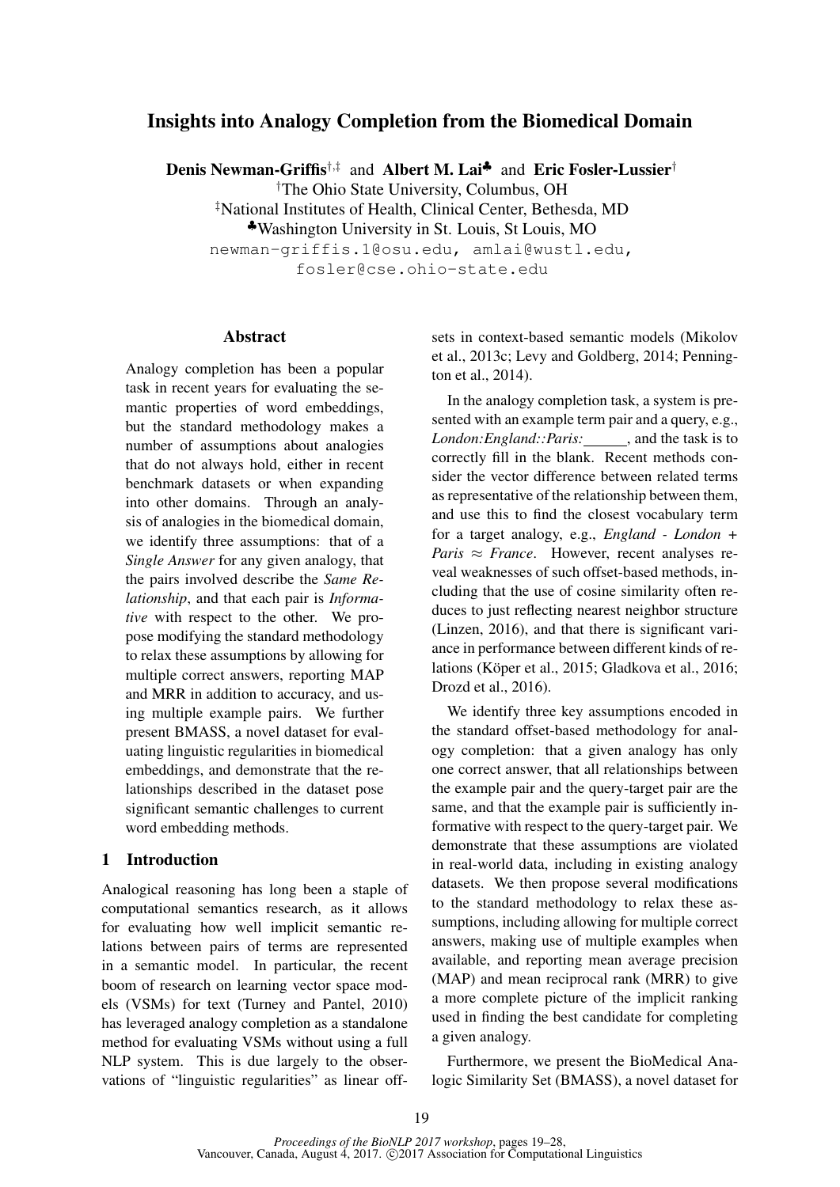# Insights into Analogy Completion from the Biomedical Domain

**Denis Newman-Griffis**[†,‡] and **Albert M. Lai**[♣] and **Eric Fosler-Lussier**[†]

[†]The Ohio State University, Columbus, OH
[‡]National Institutes of Health, Clinical Center, Bethesda, MD
[♣]Washington University in St. Louis, St Louis, MO

newman-griffis.1@osu.edu, amlai@wustl.edu, fosler@cse.ohio-state.edu

## Abstract

Analogy completion has been a popular task in recent years for evaluating the semantic properties of word embeddings, but the standard methodology makes a number of assumptions about analogies that do not always hold, either in recent benchmark datasets or when expanding into other domains. Through an analysis of analogies in the biomedical domain, we identify three assumptions: that of a *Single Answer* for any given analogy, that the pairs involved describe the *Same Relationship*, and that each pair is *Informative* with respect to the other. We propose modifying the standard methodology to relax these assumptions by allowing for multiple correct answers, reporting MAP and MRR in addition to accuracy, and using multiple example pairs. We further present BMASS, a novel dataset for evaluating linguistic regularities in biomedical embeddings, and demonstrate that the relationships described in the dataset pose significant semantic challenges to current word embedding methods.

## 1 Introduction

Analogical reasoning has long been a staple of computational semantics research, as it allows for evaluating how well implicit semantic relations between pairs of terms are represented in a semantic model. In particular, the recent boom of research on learning vector space models (VSMs) for text (Turney and Pantel, 2010) has leveraged analogy completion as a standalone method for evaluating VSMs without using a full NLP system. This is due largely to the observations of "linguistic regularities" as linear offsets in context-based semantic models (Mikolov et al., 2013c; Levy and Goldberg, 2014; Pennington et al., 2014).

In the analogy completion task, a system is presented with an example term pair and a query, e.g., *London:England::Paris:*\_\_\_\_\_\_, and the task is to correctly fill in the blank. Recent methods consider the vector difference between related terms as representative of the relationship between them, and use this to find the closest vocabulary term for a target analogy, e.g., *England* - *London* + *Paris* $\approx$ *France*. However, recent analyses reveal weaknesses of such offset-based methods, including that the use of cosine similarity often reduces to just reflecting nearest neighbor structure (Linzen, 2016), and that there is significant variance in performance between different kinds of relations (Köper et al., 2015; Gladkova et al., 2016; Drozd et al., 2016).

We identify three key assumptions encoded in the standard offset-based methodology for analogy completion: that a given analogy has only one correct answer, that all relationships between the example pair and the query-target pair are the same, and that the example pair is sufficiently informative with respect to the query-target pair. We demonstrate that these assumptions are violated in real-world data, including in existing analogy datasets. We then propose several modifications to the standard methodology to relax these assumptions, including allowing for multiple correct answers, making use of multiple examples when available, and reporting mean average precision (MAP) and mean reciprocal rank (MRR) to give a more complete picture of the implicit ranking used in finding the best candidate for completing a given analogy.

Furthermore, we present the BioMedical Analogic Similarity Set (BMASS), a novel dataset for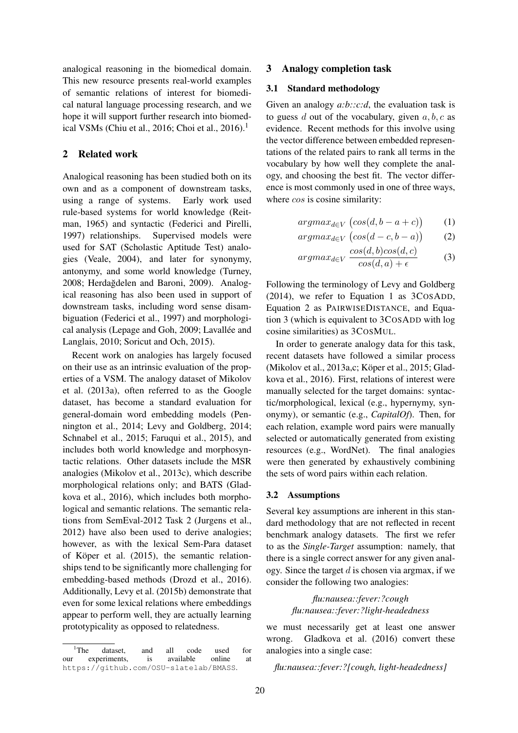analogical reasoning in the biomedical domain. This new resource presents real-world examples of semantic relations of interest for biomedical natural language processing research, and we hope it will support further research into biomedical VSMs (Chiu et al., 2016; Choi et al., 2016).[1]

## 2 Related work

Analogical reasoning has been studied both on its own and as a component of downstream tasks, using a range of systems. Early work used rule-based systems for world knowledge (Reitman, 1965) and syntactic (Federici and Pirelli, 1997) relationships. Supervised models were used for SAT (Scholastic Aptitude Test) analogies (Veale, 2004), and later for synonymy, antonymy, and some world knowledge (Turney, 2008; Herdağdelen and Baroni, 2009). Analogical reasoning has also been used in support of downstream tasks, including word sense disambiguation (Federici et al., 1997) and morphological analysis (Lepage and Goh, 2009; Lavallée and Langlais, 2010; Soricut and Och, 2015).

Recent work on analogies has largely focused on their use as an intrinsic evaluation of the properties of a VSM. The analogy dataset of Mikolov et al. (2013a), often referred to as the Google dataset, has become a standard evaluation for general-domain word embedding models (Pennington et al., 2014; Levy and Goldberg, 2014; Schnabel et al., 2015; Faruqui et al., 2015), and includes both world knowledge and morphosyntactic relations. Other datasets include the MSR analogies (Mikolov et al., 2013c), which describe morphological relations only; and BATS (Gladkova et al., 2016), which includes both morphological and semantic relations. The semantic relations from SemEval-2012 Task 2 (Jurgens et al., 2012) have also been used to derive analogies; however, as with the lexical Sem-Para dataset of Köper et al. (2015), the semantic relationships tend to be significantly more challenging for embedding-based methods (Drozd et al., 2016). Additionally, Levy et al. (2015b) demonstrate that even for some lexical relations where embeddings appear to perform well, they are actually learning prototypicality as opposed to relatedness.

[1] The dataset, and all code used for our experiments, is available online at https://github.com/OSU-slatelab/BMASS.

## 3 Analogy completion task

### 3.1 Standard methodology

Given an analogy *a:b::c:d*, the evaluation task is to guess $d$ out of the vocabulary, given $a, b, c$ as evidence. Recent methods for this involve using the vector difference between embedded representations of the related pairs to rank all terms in the vocabulary by how well they complete the analogy, and choosing the best fit. The vector difference is most commonly used in one of three ways, where $cos$ is cosine similarity:

$$argmax_{d \in V} \left( cos(d, b - a + c) \right) \quad (1)$$

$$argmax_{d \in V} \left( cos(d - c, b - a) \right) \quad (2)$$

$$argmax_{d \in V} \frac{cos(d, b) cos(d, c)}{cos(d, a) + \epsilon} \quad (3)$$

Following the terminology of Levy and Goldberg (2014), we refer to Equation 1 as 3CosAdd, Equation 2 as PairwiseDistance, and Equation 3 (which is equivalent to 3CosAdd with log cosine similarities) as 3CosMul.

In order to generate analogy data for this task, recent datasets have followed a similar process (Mikolov et al., 2013a,c; Köper et al., 2015; Gladkova et al., 2016). First, relations of interest were manually selected for the target domains: syntactic/morphological, lexical (e.g., hypernymy, synonymy), or semantic (e.g., *CapitalOf*). Then, for each relation, example word pairs were manually selected or automatically generated from existing resources (e.g., WordNet). The final analogies were then generated by exhaustively combining the sets of word pairs within each relation.

### 3.2 Assumptions

Several key assumptions are inherent in this standard methodology that are not reflected in recent benchmark analogy datasets. The first we refer to as the *Single-Target* assumption: namely, that there is a single correct answer for any given analogy. Since the target $d$ is chosen via argmax, if we consider the following two analogies:

*flu:nausea::fever:?cough*
*flu:nausea::fever:?light-headedness*

we must necessarily get at least one answer wrong. Gladkova et al. (2016) convert these analogies into a single case:

*flu:nausea::fever:?[cough, light-headedness]*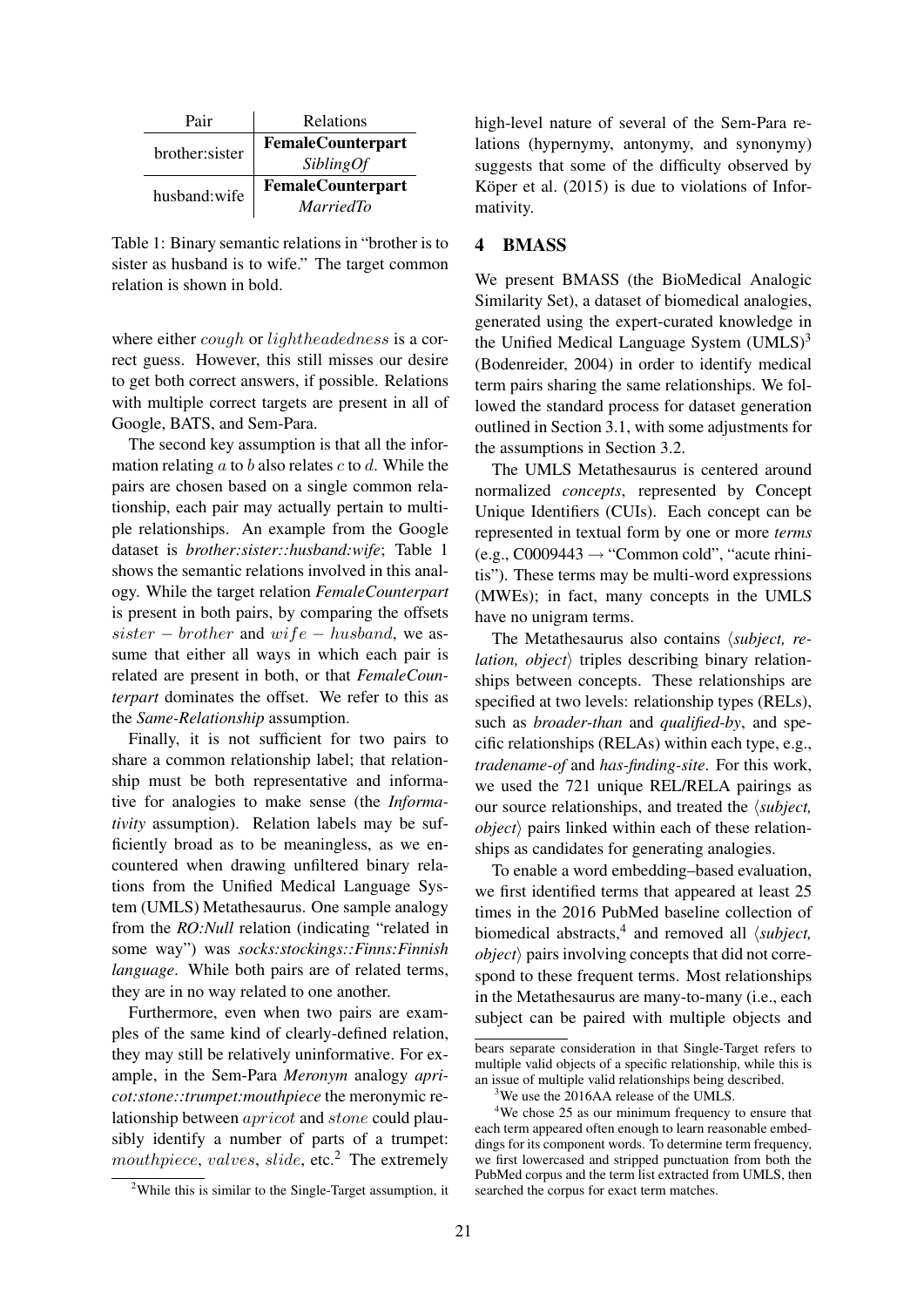| Pair | Relations |
|---|---|
| brother:sister | **FemaleCounterpart** |
| | *SiblingOf* |
| husband:wife | **FemaleCounterpart** |
| | *MarriedTo* |

Table 1: Binary semantic relations in "brother is to sister as husband is to wife." The target common relation is shown in bold.

where either $cough$ or $lightheadedness$ is a correct guess. However, this still misses our desire to get both correct answers, if possible. Relations with multiple correct targets are present in all of Google, BATS, and Sem-Para.

The second key assumption is that all the information relating $a$ to $b$ also relates $c$ to $d$. While the pairs are chosen based on a single common relationship, each pair may actually pertain to multiple relationships. An example from the Google dataset is *brother:sister::husband:wife*; Table 1 shows the semantic relations involved in this analogy. While the target relation *FemaleCounterpart* is present in both pairs, by comparing the offsets $sister - brother$ and $wife - husband$, we assume that either all ways in which each pair is related are present in both, or that *FemaleCounterpart* dominates the offset. We refer to this as the *Same-Relationship* assumption.

Finally, it is not sufficient for two pairs to share a common relationship label; that relationship must be both representative and informative for analogies to make sense (the *Informativity* assumption). Relation labels may be sufficiently broad as to be meaningless, as we encountered when drawing unfiltered binary relations from the Unified Medical Language System (UMLS) Metathesaurus. One sample analogy from the *RO:Null* relation (indicating "related in some way") was *socks:stockings::Finns:Finnish language*. While both pairs are of related terms, they are in no way related to one another.

Furthermore, even when two pairs are examples of the same kind of clearly-defined relation, they may still be relatively uninformative. For example, in the Sem-Para *Meronym* analogy *apricot:stone::trumpet:mouthpiece* the meronymic relationship between $apricot$ and $stone$ could plausibly identify a number of parts of a trumpet: $mouthpiece$, $valves$, $slide$, etc.[2] The extremely high-level nature of several of the Sem-Para relations (hypernymy, antonymy, and synonymy) suggests that some of the difficulty observed by Köper et al. (2015) is due to violations of Informativity.

## 4 BMASS

We present BMASS (the BioMedical Analogic Similarity Set), a dataset of biomedical analogies, generated using the expert-curated knowledge in the Unified Medical Language System (UMLS)[3] (Bodenreider, 2004) in order to identify medical term pairs sharing the same relationships. We followed the standard process for dataset generation outlined in Section 3.1, with some adjustments for the assumptions in Section 3.2.

The UMLS Metathesaurus is centered around normalized *concepts*, represented by Concept Unique Identifiers (CUIs). Each concept can be represented in textual form by one or more *terms* (e.g., C0009443 → "Common cold", "acute rhinitis"). These terms may be multi-word expressions (MWEs); in fact, many concepts in the UMLS have no unigram terms.

The Metathesaurus also contains ⟨*subject, relation, object*⟩ triples describing binary relationships between concepts. These relationships are specified at two levels: relationship types (RELs), such as *broader-than* and *qualified-by*, and specific relationships (RELAs) within each type, e.g., *tradename-of* and *has-finding-site*. For this work, we used the 721 unique REL/RELA pairings as our source relationships, and treated the ⟨*subject, object*⟩ pairs linked within each of these relationships as candidates for generating analogies.

To enable a word embedding–based evaluation, we first identified terms that appeared at least 25 times in the 2016 PubMed baseline collection of biomedical abstracts,[4] and removed all ⟨*subject, object*⟩ pairs involving concepts that did not correspond to these frequent terms. Most relationships in the Metathesaurus are many-to-many (i.e., each subject can be paired with multiple objects and

[2]While this is similar to the Single-Target assumption, it bears separate consideration in that Single-Target refers to multiple valid objects of a specific relationship, while this is an issue of multiple valid relationships being described.

[3]We use the 2016AA release of the UMLS.

[4]We chose 25 as our minimum frequency to ensure that each term appeared often enough to learn reasonable embeddings for its component words. To determine term frequency, we first lowercased and stripped punctuation from both the PubMed corpus and the term list extracted from UMLS, then searched the corpus for exact term matches.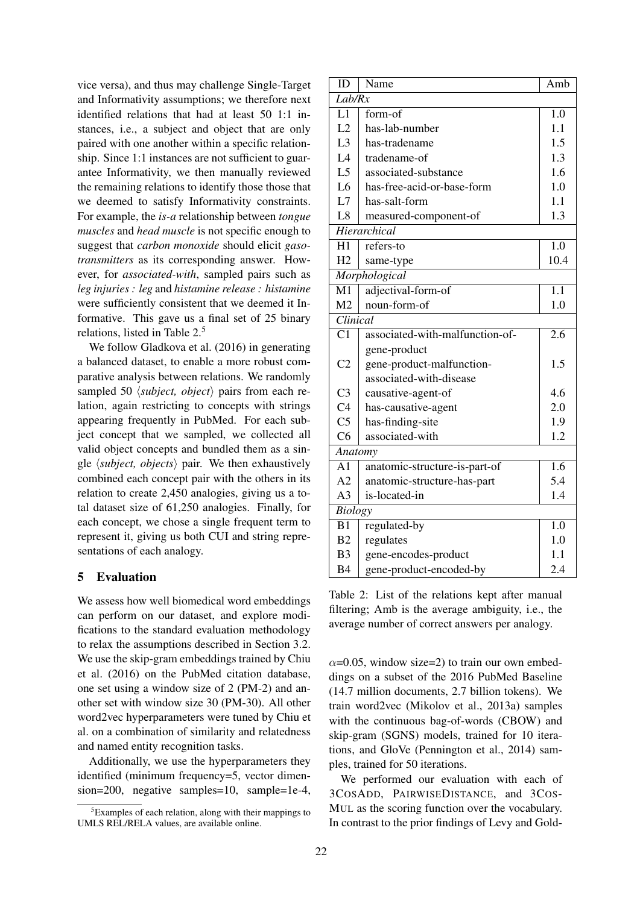vice versa), and thus may challenge Single-Target and Informativity assumptions; we therefore next identified relations that had at least 50 1:1 instances, i.e., a subject and object that are only paired with one another within a specific relationship. Since 1:1 instances are not sufficient to guarantee Informativity, we then manually reviewed the remaining relations to identify those those that we deemed to satisfy Informativity constraints. For example, the *is-a* relationship between *tongue muscles* and *head muscle* is not specific enough to suggest that *carbon monoxide* should elicit *gasotransmitters* as its corresponding answer. However, for *associated-with*, sampled pairs such as *leg injuries : leg* and *histamine release : histamine* were sufficiently consistent that we deemed it Informative. This gave us a final set of 25 binary relations, listed in Table 2.[5]

We follow Gladkova et al. (2016) in generating a balanced dataset, to enable a more robust comparative analysis between relations. We randomly sampled 50 ⟨*subject, object*⟩ pairs from each relation, again restricting to concepts with strings appearing frequently in PubMed. For each subject concept that we sampled, we collected all valid object concepts and bundled them as a single ⟨*subject, objects*⟩ pair. We then exhaustively combined each concept pair with the others in its relation to create 2,450 analogies, giving us a total dataset size of 61,250 analogies. Finally, for each concept, we chose a single frequent term to represent it, giving us both CUI and string representations of each analogy.

## 5 Evaluation

We assess how well biomedical word embeddings can perform on our dataset, and explore modifications to the standard evaluation methodology to relax the assumptions described in Section 3.2. We use the skip-gram embeddings trained by Chiu et al. (2016) on the PubMed citation database, one set using a window size of 2 (PM-2) and another set with window size 30 (PM-30). All other word2vec hyperparameters were tuned by Chiu et al. on a combination of similarity and relatedness and named entity recognition tasks.

Additionally, we use the hyperparameters they identified (minimum frequency=5, vector dimension=200, negative samples=10, sample=1e-4, $\alpha$=0.05, window size=2) to train our own embeddings on a subset of the 2016 PubMed Baseline (14.7 million documents, 2.7 billion tokens). We train word2vec (Mikolov et al., 2013a) samples with the continuous bag-of-words (CBOW) and skip-gram (SGNS) models, trained for 10 iterations, and GloVe (Pennington et al., 2014) samples, trained for 50 iterations.

We performed our evaluation with each of 3COSADD, PAIRWISEDISTANCE, and 3COSMUL as the scoring function over the vocabulary. In contrast to the prior findings of Levy and Gold-

[5] Examples of each relation, along with their mappings to UMLS REL/RELA values, are available online.

| ID | Name | Amb |
|---|---|---|
| *Lab/Rx* | | |
| L1 | form-of | 1.0 |
| L2 | has-lab-number | 1.1 |
| L3 | has-tradename | 1.5 |
| L4 | tradename-of | 1.3 |
| L5 | associated-substance | 1.6 |
| L6 | has-free-acid-or-base-form | 1.0 |
| L7 | has-salt-form | 1.1 |
| L8 | measured-component-of | 1.3 |
| *Hierarchical* | | |
| H1 | refers-to | 1.0 |
| H2 | same-type | 10.4 |
| *Morphological* | | |
| M1 | adjectival-form-of | 1.1 |
| M2 | noun-form-of | 1.0 |
| *Clinical* | | |
| C1 | associated-with-malfunction-of-gene-product | 2.6 |
| C2 | gene-product-malfunction-associated-with-disease | 1.5 |
| C3 | causative-agent-of | 4.6 |
| C4 | has-causative-agent | 2.0 |
| C5 | has-finding-site | 1.9 |
| C6 | associated-with | 1.2 |
| *Anatomy* | | |
| A1 | anatomic-structure-is-part-of | 1.6 |
| A2 | anatomic-structure-has-part | 5.4 |
| A3 | is-located-in | 1.4 |
| *Biology* | | |
| B1 | regulated-by | 1.0 |
| B2 | regulates | 1.0 |
| B3 | gene-encodes-product | 1.1 |
| B4 | gene-product-encoded-by | 2.4 |

Table 2: List of the relations kept after manual filtering; Amb is the average ambiguity, i.e., the average number of correct answers per analogy.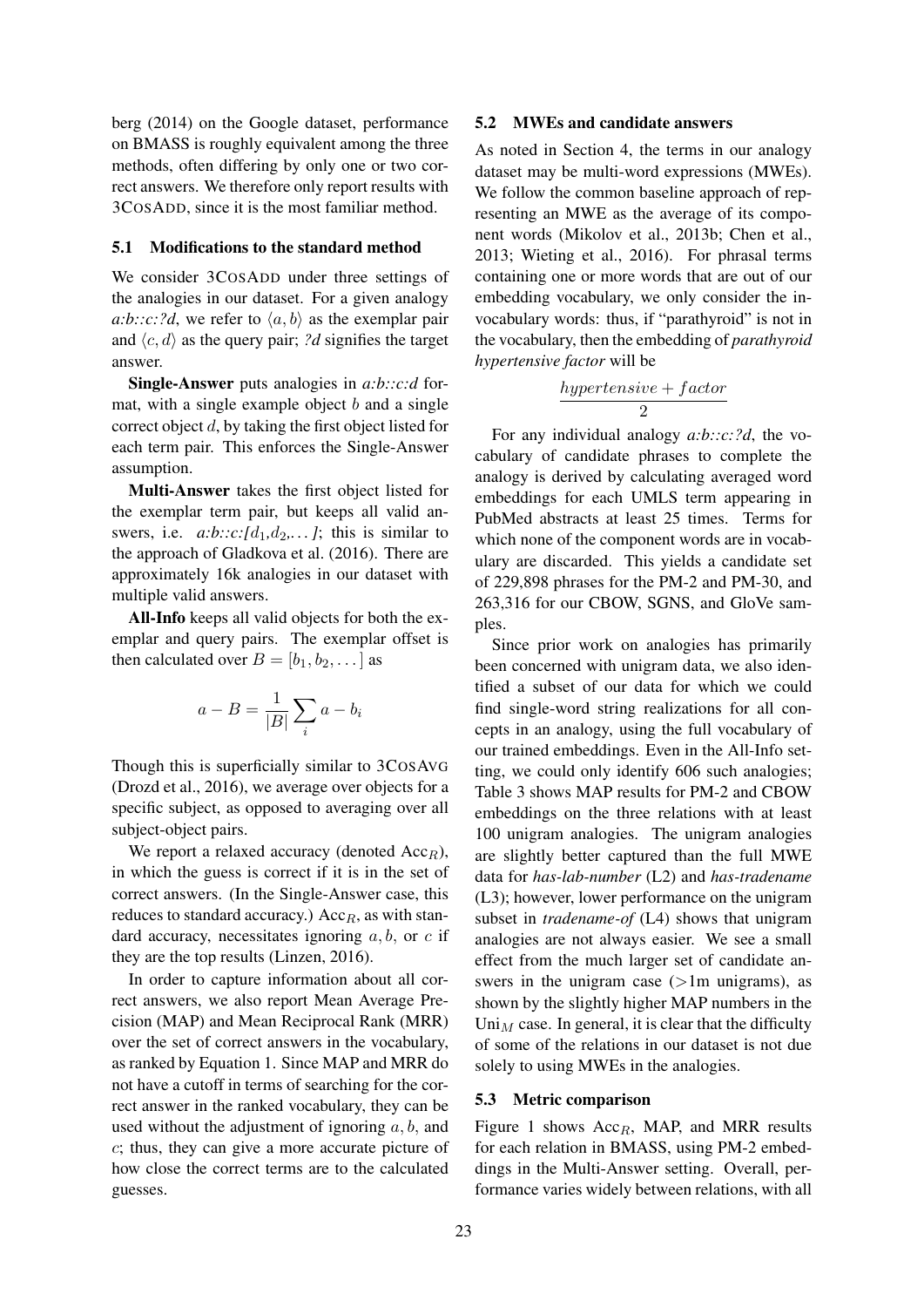berg (2014) on the Google dataset, performance on BMASS is roughly equivalent among the three methods, often differing by only one or two correct answers. We therefore only report results with 3CosAdd, since it is the most familiar method.

### 5.1 Modifications to the standard method

We consider 3CosAdd under three settings of the analogies in our dataset. For a given analogy *a:b::c:?d*, we refer to $\langle a, b \rangle$ as the exemplar pair and $\langle c, d \rangle$ as the query pair; *?d* signifies the target answer.

**Single-Answer** puts analogies in *a:b::c:d* format, with a single example object $b$ and a single correct object $d$, by taking the first object listed for each term pair. This enforces the Single-Answer assumption.

**Multi-Answer** takes the first object listed for the exemplar term pair, but keeps all valid answers, i.e. *a:b::c:*$[d_1, d_2, \ldots]$; this is similar to the approach of Gladkova et al. (2016). There are approximately 16k analogies in our dataset with multiple valid answers.

**All-Info** keeps all valid objects for both the exemplar and query pairs. The exemplar offset is then calculated over $B = [b_1, b_2, \ldots]$ as

$$a - B = \frac{1}{|B|} \sum_i a - b_i$$

Though this is superficially similar to 3CosAvg (Drozd et al., 2016), we average over objects for a specific subject, as opposed to averaging over all subject-object pairs.

We report a relaxed accuracy (denoted $\text{Acc}_R$), in which the guess is correct if it is in the set of correct answers. (In the Single-Answer case, this reduces to standard accuracy.) $\text{Acc}_R$, as with standard accuracy, necessitates ignoring $a, b$, or $c$ if they are the top results (Linzen, 2016).

In order to capture information about all correct answers, we also report Mean Average Precision (MAP) and Mean Reciprocal Rank (MRR) over the set of correct answers in the vocabulary, as ranked by Equation 1. Since MAP and MRR do not have a cutoff in terms of searching for the correct answer in the ranked vocabulary, they can be used without the adjustment of ignoring $a, b$, and $c$; thus, they can give a more accurate picture of how close the correct terms are to the calculated guesses.

### 5.2 MWEs and candidate answers

As noted in Section 4, the terms in our analogy dataset may be multi-word expressions (MWEs). We follow the common baseline approach of representing an MWE as the average of its component words (Mikolov et al., 2013b; Chen et al., 2013; Wieting et al., 2016). For phrasal terms containing one or more words that are out of our embedding vocabulary, we only consider the in-vocabulary words: thus, if "parathyroid" is not in the vocabulary, then the embedding of *parathyroid hypertensive factor* will be

$$\frac{hypertensive + factor}{2}$$

For any individual analogy *a:b::c:?d*, the vocabulary of candidate phrases to complete the analogy is derived by calculating averaged word embeddings for each UMLS term appearing in PubMed abstracts at least 25 times. Terms for which none of the component words are in vocabulary are discarded. This yields a candidate set of 229,898 phrases for the PM-2 and PM-30, and 263,316 for our CBOW, SGNS, and GloVe samples.

Since prior work on analogies has primarily been concerned with unigram data, we also identified a subset of our data for which we could find single-word string realizations for all concepts in an analogy, using the full vocabulary of our trained embeddings. Even in the All-Info setting, we could only identify 606 such analogies; Table 3 shows MAP results for PM-2 and CBOW embeddings on the three relations with at least 100 unigram analogies. The unigram analogies are slightly better captured than the full MWE data for *has-lab-number* (L2) and *has-tradename* (L3); however, lower performance on the unigram subset in *tradename-of* (L4) shows that unigram analogies are not always easier. We see a small effect from the much larger set of candidate answers in the unigram case (>1m unigrams), as shown by the slightly higher MAP numbers in the $\text{Uni}_M$ case. In general, it is clear that the difficulty of some of the relations in our dataset is not due solely to using MWEs in the analogies.

### 5.3 Metric comparison

Figure 1 shows $\text{Acc}_R$, MAP, and MRR results for each relation in BMASS, using PM-2 embeddings in the Multi-Answer setting. Overall, performance varies widely between relations, with all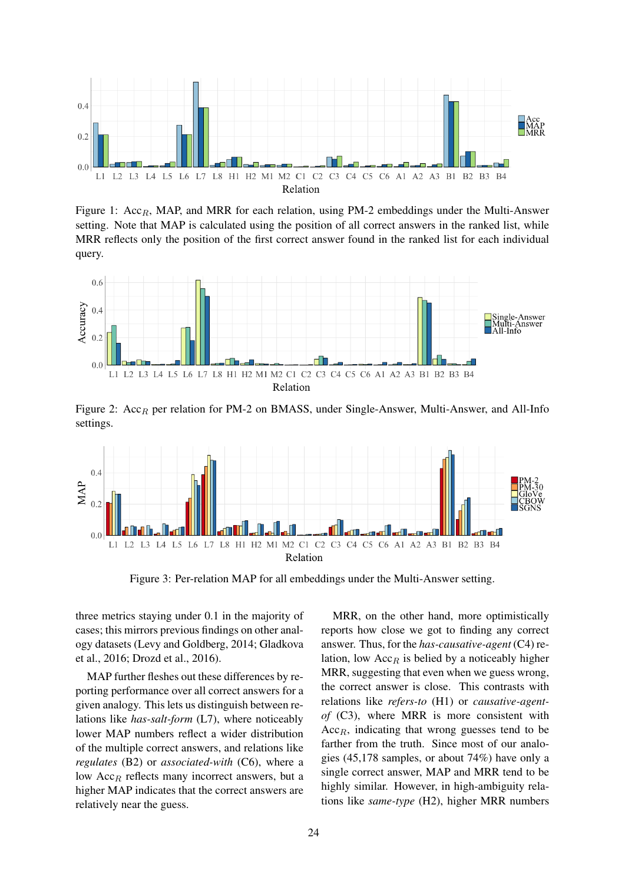Figure 1: $\text{Acc}_R$, MAP, and MRR for each relation, using PM-2 embeddings under the Multi-Answer setting. Note that MAP is calculated using the position of all correct answers in the ranked list, while MRR reflects only the position of the first correct answer found in the ranked list for each individual query.

Figure 2: $\text{Acc}_R$ per relation for PM-2 on BMASS, under Single-Answer, Multi-Answer, and All-Info settings.

Figure 3: Per-relation MAP for all embeddings under the Multi-Answer setting.

three metrics staying under 0.1 in the majority of cases; this mirrors previous findings on other analogy datasets (Levy and Goldberg, 2014; Gladkova et al., 2016; Drozd et al., 2016).

MAP further fleshes out these differences by reporting performance over all correct answers for a given analogy. This lets us distinguish between relations like *has-salt-form* (L7), where noticeably lower MAP numbers reflect a wider distribution of the multiple correct answers, and relations like *regulates* (B2) or *associated-with* (C6), where a low $\text{Acc}_R$ reflects many incorrect answers, but a higher MAP indicates that the correct answers are relatively near the guess.

MRR, on the other hand, more optimistically reports how close we got to finding any correct answer. Thus, for the *has-causative-agent* (C4) relation, low $\text{Acc}_R$ is belied by a noticeably higher MRR, suggesting that even when we guess wrong, the correct answer is close. This contrasts with relations like *refers-to* (H1) or *causative-agent-of* (C3), where MRR is more consistent with $\text{Acc}_R$, indicating that wrong guesses tend to be farther from the truth. Since most of our analogies (45,178 samples, or about 74%) have only a single correct answer, MAP and MRR tend to be highly similar. However, in high-ambiguity relations like *same-type* (H2), higher MRR numbers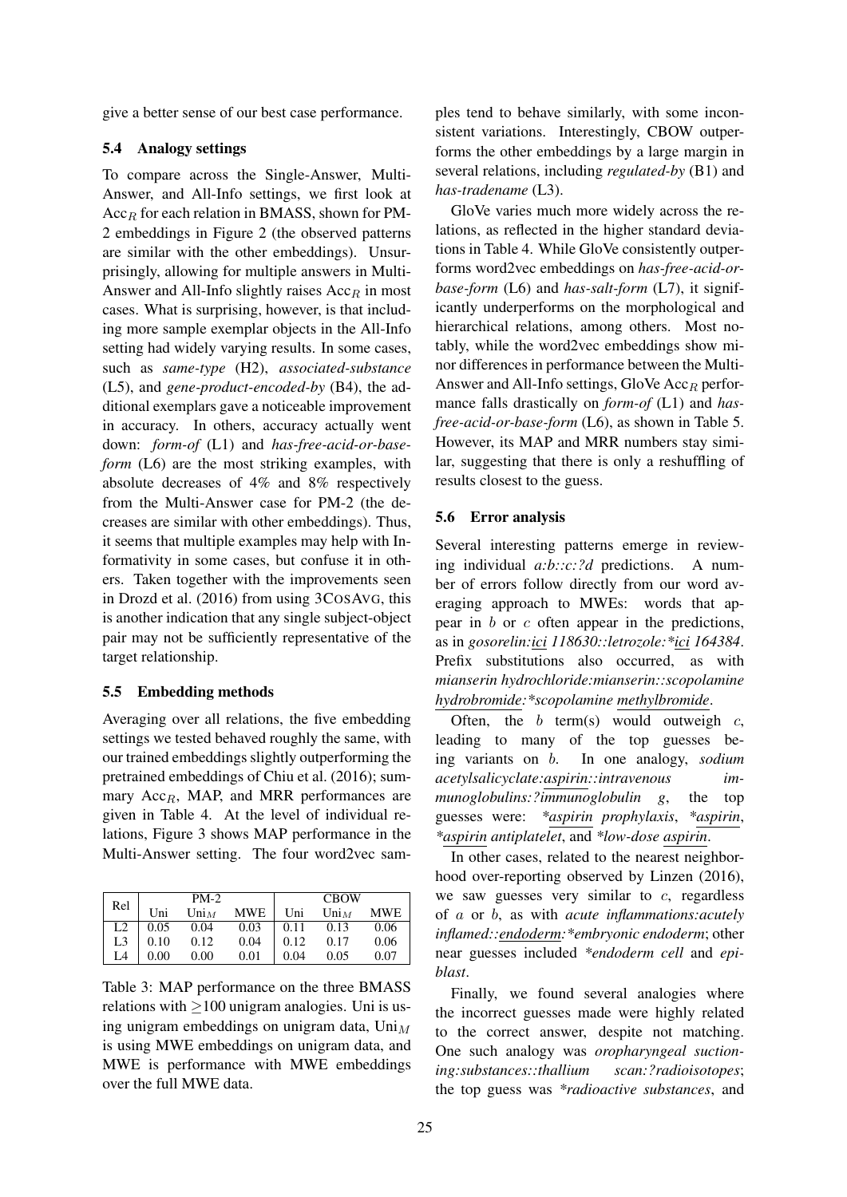give a better sense of our best case performance.

### 5.4 Analogy settings

To compare across the Single-Answer, Multi-Answer, and All-Info settings, we first look at $\text{Acc}_R$ for each relation in BMASS, shown for PM-2 embeddings in Figure 2 (the observed patterns are similar with the other embeddings). Unsurprisingly, allowing for multiple answers in Multi-Answer and All-Info slightly raises $\text{Acc}_R$ in most cases. What is surprising, however, is that including more sample exemplar objects in the All-Info setting had widely varying results. In some cases, such as *same-type* (H2), *associated-substance* (L5), and *gene-product-encoded-by* (B4), the additional exemplars gave a noticeable improvement in accuracy. In others, accuracy actually went down: *form-of* (L1) and *has-free-acid-or-base-form* (L6) are the most striking examples, with absolute decreases of 4% and 8% respectively from the Multi-Answer case for PM-2 (the decreases are similar with other embeddings). Thus, it seems that multiple examples may help with Informativity in some cases, but confuse it in others. Taken together with the improvements seen in Drozd et al. (2016) from using 3COSAVG, this is another indication that any single subject-object pair may not be sufficiently representative of the target relationship.

### 5.5 Embedding methods

Averaging over all relations, the five embedding settings we tested behaved roughly the same, with our trained embeddings slightly outperforming the pretrained embeddings of Chiu et al. (2016); summary $\text{Acc}_R$, MAP, and MRR performances are given in Table 4. At the level of individual relations, Figure 3 shows MAP performance in the Multi-Answer setting. The four word2vec samples tend to behave similarly, with some inconsistent variations. Interestingly, CBOW outperforms the other embeddings by a large margin in several relations, including *regulated-by* (B1) and *has-tradename* (L3).

| Rel | PM-2 | | | CBOW | | |
|---|---|---|---|---|---|---|
| | Uni | $\text{Uni}_M$ | MWE | Uni | $\text{Uni}_M$ | MWE |
| L2 | 0.05 | 0.04 | 0.03 | 0.11 | 0.13 | 0.06 |
| L3 | 0.10 | 0.12 | 0.04 | 0.12 | 0.17 | 0.06 |
| L4 | 0.00 | 0.00 | 0.01 | 0.04 | 0.05 | 0.07 |

Table 3: MAP performance on the three BMASS relations with $\geq$100 unigram analogies. Uni is using unigram embeddings on unigram data, $\text{Uni}_M$ is using MWE embeddings on unigram data, and MWE is performance with MWE embeddings over the full MWE data.

GloVe varies much more widely across the relations, as reflected in the higher standard deviations in Table 4. While GloVe consistently outperforms word2vec embeddings on *has-free-acid-or-base-form* (L6) and *has-salt-form* (L7), it significantly underperforms on the morphological and hierarchical relations, among others. Most notably, while the word2vec embeddings show minor differences in performance between the Multi-Answer and All-Info settings, GloVe $\text{Acc}_R$ performance falls drastically on *form-of* (L1) and *has-free-acid-or-base-form* (L6), as shown in Table 5. However, its MAP and MRR numbers stay similar, suggesting that there is only a reshuffling of results closest to the guess.

### 5.6 Error analysis

Several interesting patterns emerge in reviewing individual *a:b::c:?d* predictions. A number of errors follow directly from our word averaging approach to MWEs: words that appear in $b$ or $c$ often appear in the predictions, as in *gosorelin:ici 118630::letrozole:\*ici 164384*. Prefix substitutions also occurred, as with *mianserin hydrochloride:mianserin::scopolamine hydrobromide:\*scopolamine methylbromide*.

Often, the $b$ term(s) would outweigh $c$, leading to many of the top guesses being variants on $b$. In one analogy, *sodium acetylsalicyclate:aspirin::intravenous immunoglobulins:?immunoglobulin g*, the top guesses were: *\*aspirin prophylaxis*, *\*aspirin*, *\*aspirin antiplatelet*, and *\*low-dose aspirin*.

In other cases, related to the nearest neighborhood over-reporting observed by Linzen (2016), we saw guesses very similar to $c$, regardless of $a$ or $b$, as with *acute inflammations:acutely inflamed::endoderm:\*embryonic endoderm*; other near guesses included *\*endoderm cell* and *epiblast*.

Finally, we found several analogies where the incorrect guesses made were highly related to the correct answer, despite not matching. One such analogy was *oropharyngeal suctioning:substances::thallium scan:?radioisotopes*; the top guess was *\*radioactive substances*, and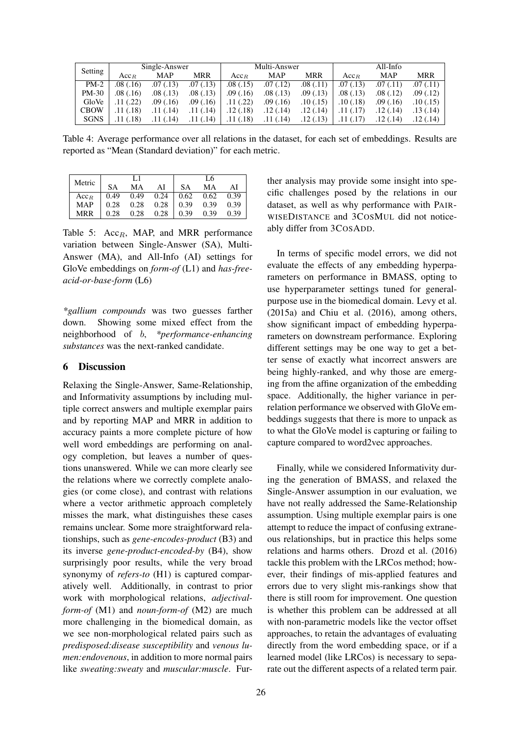| Setting | Single-Answer | | | Multi-Answer | | | All-Info | | |
|---|---|---|---|---|---|---|---|---|---|
| | $Acc_R$ | MAP | MRR | $Acc_R$ | MAP | MRR | $Acc_R$ | MAP | MRR |
| PM-2 | .08 (.16) | .07 (.13) | .07 (.13) | .08 (.15) | .07 (.12) | .08 (.11) | .07 (.13) | .07 (.11) | .07 (.11) |
| PM-30 | .08 (.16) | .08 (.13) | .08 (.13) | .09 (.16) | .08 (.13) | .09 (.13) | .08 (.13) | .08 (.12) | .09 (.12) |
| GloVe | .11 (.22) | .09 (.16) | .09 (.16) | .11 (.22) | .09 (.16) | .10 (.15) | .10 (.18) | .09 (.16) | .10 (.15) |
| CBOW | .11 (.18) | .11 (.14) | .11 (.14) | .12 (.18) | .12 (.14) | .12 (.14) | .11 (.17) | .12 (.14) | .13 (.14) |
| SGNS | .11 (.18) | .11 (.14) | .11 (.14) | .11 (.18) | .11 (.14) | .12 (.13) | .11 (.17) | .12 (.14) | .12 (.14) |

Table 4: Average performance over all relations in the dataset, for each set of embeddings. Results are reported as "Mean (Standard deviation)" for each metric.

| Metric | L1 | | | L6 | | |
|---|---|---|---|---|---|---|
| | SA | MA | AI | SA | MA | AI |
| $Acc_R$ | 0.49 | 0.49 | 0.24 | 0.62 | 0.62 | 0.39 |
| MAP | 0.28 | 0.28 | 0.28 | 0.39 | 0.39 | 0.39 |
| MRR | 0.28 | 0.28 | 0.28 | 0.39 | 0.39 | 0.39 |

Table 5: $Acc_R$, MAP, and MRR performance variation between Single-Answer (SA), Multi-Answer (MA), and All-Info (AI) settings for GloVe embeddings on *form-of* (L1) and *has-free-acid-or-base-form* (L6)

*\*gallium compounds* was two guesses farther down. Showing some mixed effect from the neighborhood of $b$, *\*performance-enhancing substances* was the next-ranked candidate.

## 6 Discussion

Relaxing the Single-Answer, Same-Relationship, and Informativity assumptions by including multiple correct answers and multiple exemplar pairs and by reporting MAP and MRR in addition to accuracy paints a more complete picture of how well word embeddings are performing on analogy completion, but leaves a number of questions unanswered. While we can more clearly see the relations where we correctly complete analogies (or come close), and contrast with relations where a vector arithmetic approach completely misses the mark, what distinguishes these cases remains unclear. Some more straightforward relationships, such as *gene-encodes-product* (B3) and its inverse *gene-product-encoded-by* (B4), show surprisingly poor results, while the very broad synonymy of *refers-to* (H1) is captured comparatively well. Additionally, in contrast to prior work with morphological relations, *adjectival-form-of* (M1) and *noun-form-of* (M2) are much more challenging in the biomedical domain, as we see non-morphological related pairs such as *predisposed:disease susceptibility* and *venous lumen:endovenous*, in addition to more normal pairs like *sweating:sweaty* and *muscular:muscle*. Further analysis may provide some insight into specific challenges posed by the relations in our dataset, as well as why performance with PAIRWISEDISTANCE and 3COSMUL did not noticeably differ from 3COSADD.

In terms of specific model errors, we did not evaluate the effects of any embedding hyperparameters on performance in BMASS, opting to use hyperparameter settings tuned for general-purpose use in the biomedical domain. Levy et al. (2015a) and Chiu et al. (2016), among others, show significant impact of embedding hyperparameters on downstream performance. Exploring different settings may be one way to get a better sense of exactly what incorrect answers are being highly-ranked, and why those are emerging from the affine organization of the embedding space. Additionally, the higher variance in per-relation performance we observed with GloVe embeddings suggests that there is more to unpack as to what the GloVe model is capturing or failing to capture compared to word2vec approaches.

Finally, while we considered Informativity during the generation of BMASS, and relaxed the Single-Answer assumption in our evaluation, we have not really addressed the Same-Relationship assumption. Using multiple exemplar pairs is one attempt to reduce the impact of confusing extraneous relationships, but in practice this helps some relations and harms others. Drozd et al. (2016) tackle this problem with the LRCos method; however, their findings of mis-applied features and errors due to very slight mis-rankings show that there is still room for improvement. One question is whether this problem can be addressed at all with non-parametric models like the vector offset approaches, to retain the advantages of evaluating directly from the word embedding space, or if a learned model (like LRCos) is necessary to separate out the different aspects of a related term pair.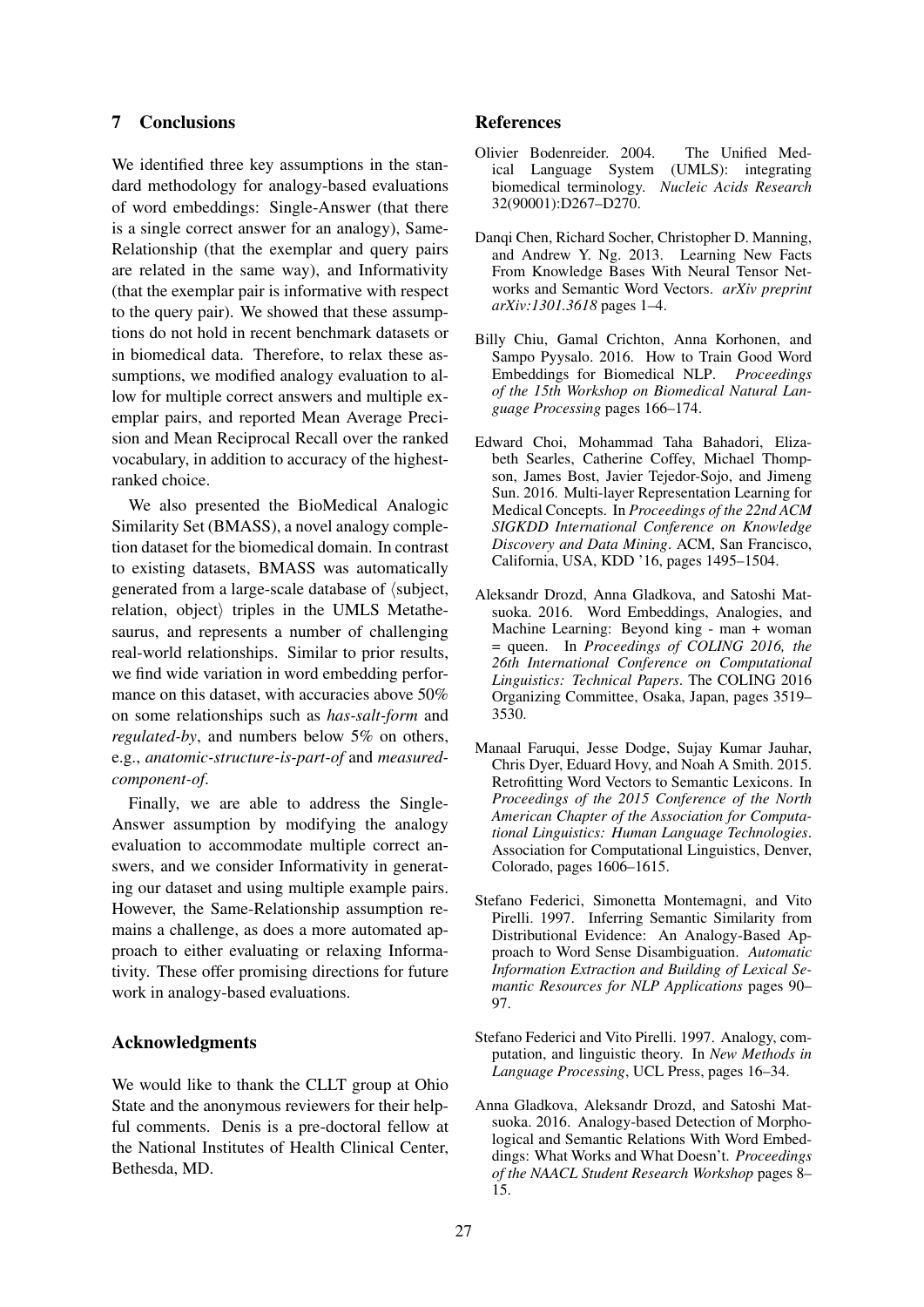## 7 Conclusions

We identified three key assumptions in the standard methodology for analogy-based evaluations of word embeddings: Single-Answer (that there is a single correct answer for an analogy), Same-Relationship (that the exemplar and query pairs are related in the same way), and Informativity (that the exemplar pair is informative with respect to the query pair). We showed that these assumptions do not hold in recent benchmark datasets or in biomedical data. Therefore, to relax these assumptions, we modified analogy evaluation to allow for multiple correct answers and multiple exemplar pairs, and reported Mean Average Precision and Mean Reciprocal Recall over the ranked vocabulary, in addition to accuracy of the highest-ranked choice.

We also presented the BioMedical Analogic Similarity Set (BMASS), a novel analogy completion dataset for the biomedical domain. In contrast to existing datasets, BMASS was automatically generated from a large-scale database of ⟨subject, relation, object⟩ triples in the UMLS Metathesaurus, and represents a number of challenging real-world relationships. Similar to prior results, we find wide variation in word embedding performance on this dataset, with accuracies above 50% on some relationships such as *has-salt-form* and *regulated-by*, and numbers below 5% on others, e.g., *anatomic-structure-is-part-of* and *measured-component-of*.

Finally, we are able to address the Single-Answer assumption by modifying the analogy evaluation to accommodate multiple correct answers, and we consider Informativity in generating our dataset and using multiple example pairs. However, the Same-Relationship assumption remains a challenge, as does a more automated approach to either evaluating or relaxing Informativity. These offer promising directions for future work in analogy-based evaluations.

## Acknowledgments

We would like to thank the CLLT group at Ohio State and the anonymous reviewers for their helpful comments. Denis is a pre-doctoral fellow at the National Institutes of Health Clinical Center, Bethesda, MD.

## References

Olivier Bodenreider. 2004. The Unified Medical Language System (UMLS): integrating biomedical terminology. *Nucleic Acids Research* 32(90001):D267–D270.

Danqi Chen, Richard Socher, Christopher D. Manning, and Andrew Y. Ng. 2013. Learning New Facts From Knowledge Bases With Neural Tensor Networks and Semantic Word Vectors. *arXiv preprint arXiv:1301.3618* pages 1–4.

Billy Chiu, Gamal Crichton, Anna Korhonen, and Sampo Pyysalo. 2016. How to Train Good Word Embeddings for Biomedical NLP. *Proceedings of the 15th Workshop on Biomedical Natural Language Processing* pages 166–174.

Edward Choi, Mohammad Taha Bahadori, Elizabeth Searles, Catherine Coffey, Michael Thompson, James Bost, Javier Tejedor-Sojo, and Jimeng Sun. 2016. Multi-layer Representation Learning for Medical Concepts. In *Proceedings of the 22nd ACM SIGKDD International Conference on Knowledge Discovery and Data Mining*. ACM, San Francisco, California, USA, KDD '16, pages 1495–1504.

Aleksandr Drozd, Anna Gladkova, and Satoshi Matsuoka. 2016. Word Embeddings, Analogies, and Machine Learning: Beyond king - man + woman = queen. In *Proceedings of COLING 2016, the 26th International Conference on Computational Linguistics: Technical Papers*. The COLING 2016 Organizing Committee, Osaka, Japan, pages 3519–3530.

Manaal Faruqui, Jesse Dodge, Sujay Kumar Jauhar, Chris Dyer, Eduard Hovy, and Noah A Smith. 2015. Retrofitting Word Vectors to Semantic Lexicons. In *Proceedings of the 2015 Conference of the North American Chapter of the Association for Computational Linguistics: Human Language Technologies*. Association for Computational Linguistics, Denver, Colorado, pages 1606–1615.

Stefano Federici, Simonetta Montemagni, and Vito Pirelli. 1997. Inferring Semantic Similarity from Distributional Evidence: An Analogy-Based Approach to Word Sense Disambiguation. *Automatic Information Extraction and Building of Lexical Semantic Resources for NLP Applications* pages 90–97.

Stefano Federici and Vito Pirelli. 1997. Analogy, computation, and linguistic theory. In *New Methods in Language Processing*, UCL Press, pages 16–34.

Anna Gladkova, Aleksandr Drozd, and Satoshi Matsuoka. 2016. Analogy-based Detection of Morphological and Semantic Relations With Word Embeddings: What Works and What Doesn't. *Proceedings of the NAACL Student Research Workshop* pages 8–15.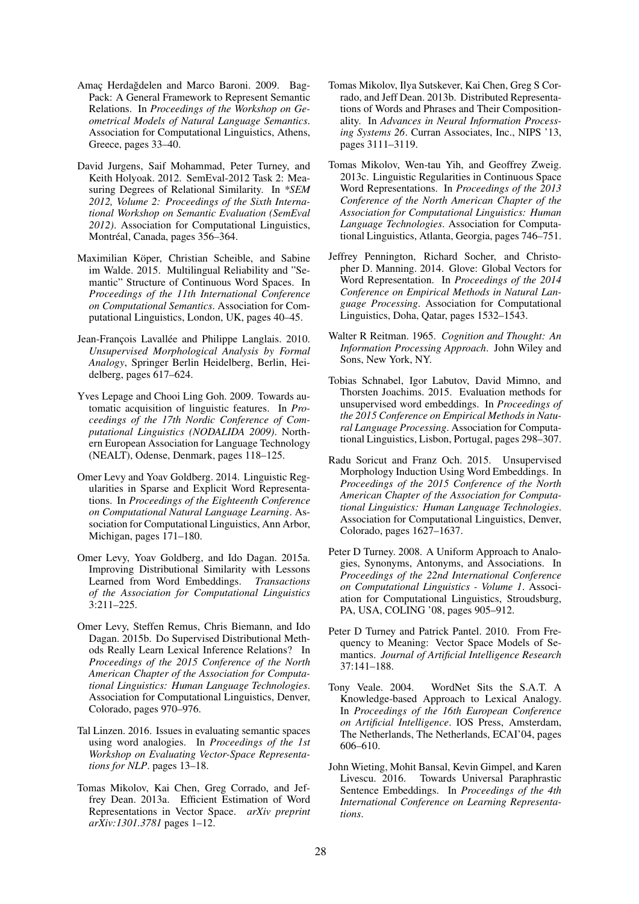Amaç Herdağdelen and Marco Baroni. 2009. BagPack: A General Framework to Represent Semantic Relations. In *Proceedings of the Workshop on Geometrical Models of Natural Language Semantics*. Association for Computational Linguistics, Athens, Greece, pages 33–40.

David Jurgens, Saif Mohammad, Peter Turney, and Keith Holyoak. 2012. SemEval-2012 Task 2: Measuring Degrees of Relational Similarity. In *\*SEM 2012, Volume 2: Proceedings of the Sixth International Workshop on Semantic Evaluation (SemEval 2012)*. Association for Computational Linguistics, Montréal, Canada, pages 356–364.

Maximilian Köper, Christian Scheible, and Sabine im Walde. 2015. Multilingual Reliability and "Semantic" Structure of Continuous Word Spaces. In *Proceedings of the 11th International Conference on Computational Semantics*. Association for Computational Linguistics, London, UK, pages 40–45.

Jean-François Lavallée and Philippe Langlais. 2010. *Unsupervised Morphological Analysis by Formal Analogy*, Springer Berlin Heidelberg, Berlin, Heidelberg, pages 617–624.

Yves Lepage and Chooi Ling Goh. 2009. Towards automatic acquisition of linguistic features. In *Proceedings of the 17th Nordic Conference of Computational Linguistics (NODALIDA 2009)*. Northern European Association for Language Technology (NEALT), Odense, Denmark, pages 118–125.

Omer Levy and Yoav Goldberg. 2014. Linguistic Regularities in Sparse and Explicit Word Representations. In *Proceedings of the Eighteenth Conference on Computational Natural Language Learning*. Association for Computational Linguistics, Ann Arbor, Michigan, pages 171–180.

Omer Levy, Yoav Goldberg, and Ido Dagan. 2015a. Improving Distributional Similarity with Lessons Learned from Word Embeddings. *Transactions of the Association for Computational Linguistics* 3:211–225.

Omer Levy, Steffen Remus, Chris Biemann, and Ido Dagan. 2015b. Do Supervised Distributional Methods Really Learn Lexical Inference Relations? In *Proceedings of the 2015 Conference of the North American Chapter of the Association for Computational Linguistics: Human Language Technologies*. Association for Computational Linguistics, Denver, Colorado, pages 970–976.

Tal Linzen. 2016. Issues in evaluating semantic spaces using word analogies. In *Proceedings of the 1st Workshop on Evaluating Vector-Space Representations for NLP*. pages 13–18.

Tomas Mikolov, Kai Chen, Greg Corrado, and Jeffrey Dean. 2013a. Efficient Estimation of Word Representations in Vector Space. *arXiv preprint arXiv:1301.3781* pages 1–12.

Tomas Mikolov, Ilya Sutskever, Kai Chen, Greg S Corrado, and Jeff Dean. 2013b. Distributed Representations of Words and Phrases and Their Compositionality. In *Advances in Neural Information Processing Systems 26*. Curran Associates, Inc., NIPS '13, pages 3111–3119.

Tomas Mikolov, Wen-tau Yih, and Geoffrey Zweig. 2013c. Linguistic Regularities in Continuous Space Word Representations. In *Proceedings of the 2013 Conference of the North American Chapter of the Association for Computational Linguistics: Human Language Technologies*. Association for Computational Linguistics, Atlanta, Georgia, pages 746–751.

Jeffrey Pennington, Richard Socher, and Christopher D. Manning. 2014. Glove: Global Vectors for Word Representation. In *Proceedings of the 2014 Conference on Empirical Methods in Natural Language Processing*. Association for Computational Linguistics, Doha, Qatar, pages 1532–1543.

Walter R Reitman. 1965. *Cognition and Thought: An Information Processing Approach*. John Wiley and Sons, New York, NY.

Tobias Schnabel, Igor Labutov, David Mimno, and Thorsten Joachims. 2015. Evaluation methods for unsupervised word embeddings. In *Proceedings of the 2015 Conference on Empirical Methods in Natural Language Processing*. Association for Computational Linguistics, Lisbon, Portugal, pages 298–307.

Radu Soricut and Franz Och. 2015. Unsupervised Morphology Induction Using Word Embeddings. In *Proceedings of the 2015 Conference of the North American Chapter of the Association for Computational Linguistics: Human Language Technologies*. Association for Computational Linguistics, Denver, Colorado, pages 1627–1637.

Peter D Turney. 2008. A Uniform Approach to Analogies, Synonyms, Antonyms, and Associations. In *Proceedings of the 22nd International Conference on Computational Linguistics - Volume 1*. Association for Computational Linguistics, Stroudsburg, PA, USA, COLING '08, pages 905–912.

Peter D Turney and Patrick Pantel. 2010. From Frequency to Meaning: Vector Space Models of Semantics. *Journal of Artificial Intelligence Research* 37:141–188.

Tony Veale. 2004. WordNet Sits the S.A.T. A Knowledge-based Approach to Lexical Analogy. In *Proceedings of the 16th European Conference on Artificial Intelligence*. IOS Press, Amsterdam, The Netherlands, The Netherlands, ECAI'04, pages 606–610.

John Wieting, Mohit Bansal, Kevin Gimpel, and Karen Livescu. 2016. Towards Universal Paraphrastic Sentence Embeddings. In *Proceedings of the 4th International Conference on Learning Representations*.